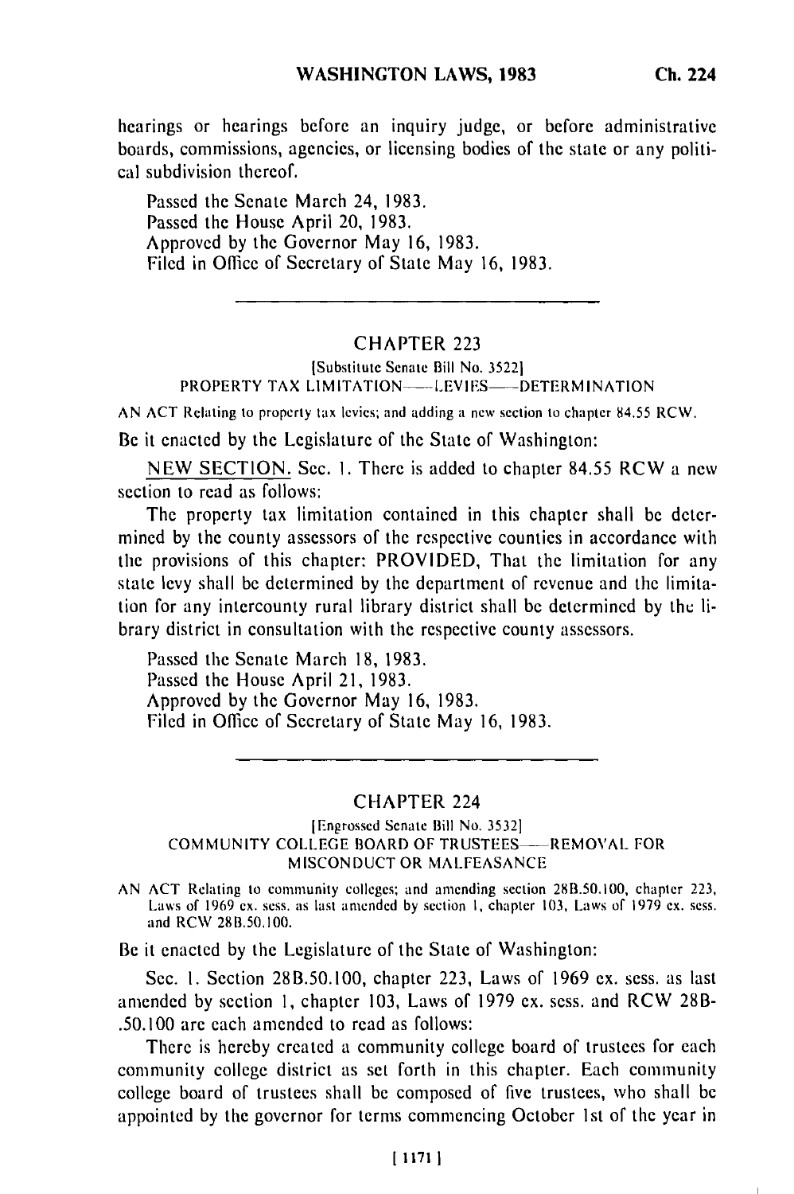hearings or hearings before an inquiry judge, or before administrative boards, commissions, agencies, or licensing bodies of the state or any political subdivision thereof.

Passed the Senate March 24, 1983.
Passed the House April 20, 1983.
Approved by the Governor May 16, 1983.
Filed in Office of Secretary of State May 16, 1983.

---

## CHAPTER 223

[Substitute Senate Bill No. 3522]

PROPERTY TAX LIMITATION—LEVIES—DETERMINATION

AN ACT Relating to property tax levies; and adding a new section to chapter 84.55 RCW.

Be it enacted by the Legislature of the State of Washington:

NEW SECTION. Sec. 1. There is added to chapter 84.55 RCW a new section to read as follows:

The property tax limitation contained in this chapter shall be determined by the county assessors of the respective counties in accordance with the provisions of this chapter: PROVIDED, That the limitation for any state levy shall be determined by the department of revenue and the limitation for any intercounty rural library district shall be determined by the library district in consultation with the respective county assessors.

Passed the Senate March 18, 1983.
Passed the House April 21, 1983.
Approved by the Governor May 16, 1983.
Filed in Office of Secretary of State May 16, 1983.

---

## CHAPTER 224

[Engrossed Senate Bill No. 3532]

COMMUNITY COLLEGE BOARD OF TRUSTEES—REMOVAL FOR MISCONDUCT OR MALFEASANCE

AN ACT Relating to community colleges; and amending section 28B.50.100, chapter 223, Laws of 1969 ex. sess. as last amended by section 1, chapter 103, Laws of 1979 ex. sess. and RCW 28B.50.100.

Be it enacted by the Legislature of the State of Washington:

Sec. 1. Section 28B.50.100, chapter 223, Laws of 1969 ex. sess. as last amended by section 1, chapter 103, Laws of 1979 ex. sess. and RCW 28B-.50.100 are each amended to read as follows:

There is hereby created a community college board of trustees for each community college district as set forth in this chapter. Each community college board of trustees shall be composed of five trustees, who shall be appointed by the governor for terms commencing October 1st of the year in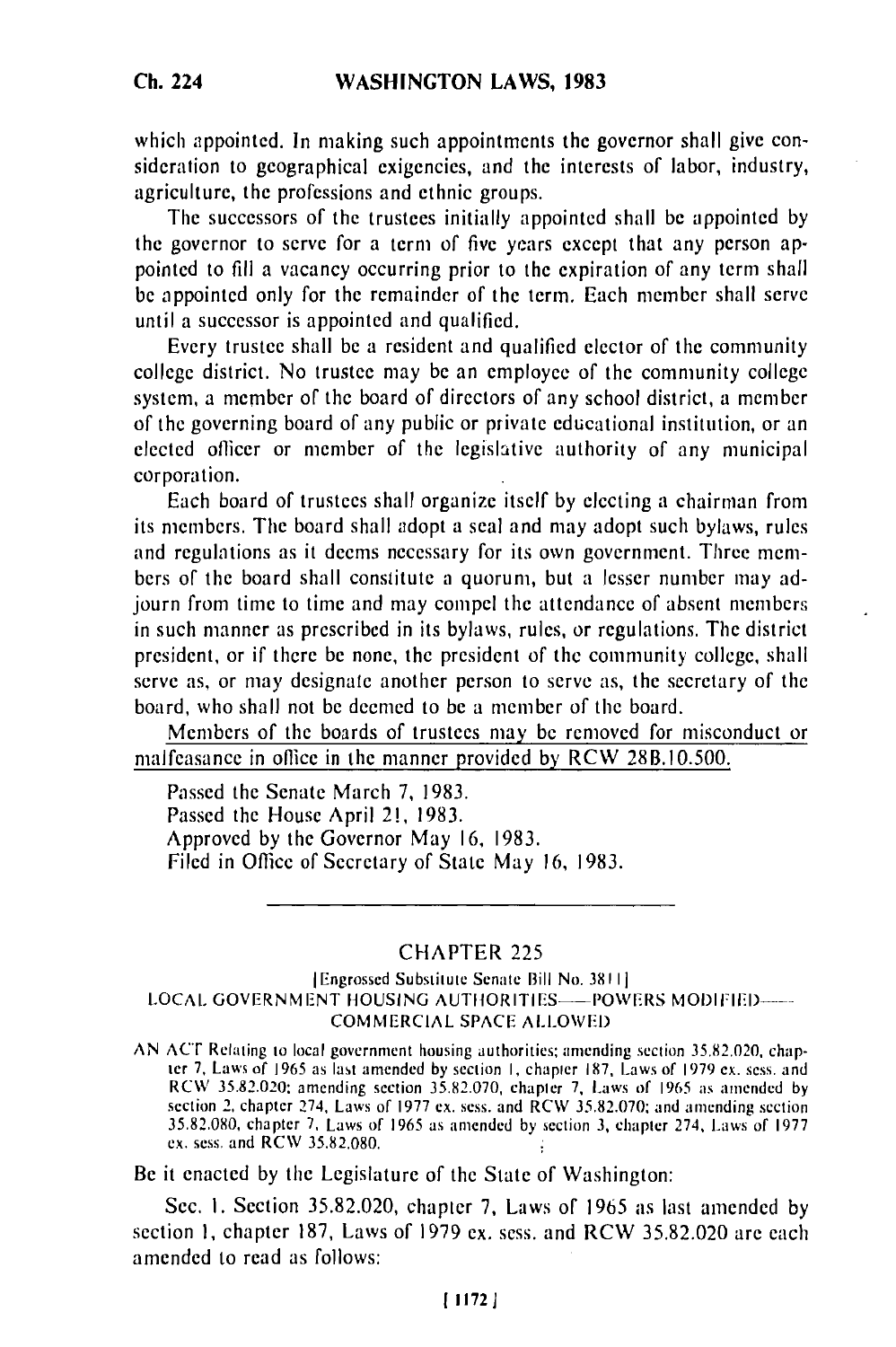which appointed. In making such appointments the governor shall give consideration to geographical exigencies, and the interests of labor, industry, agriculture, the professions and ethnic groups.

The successors of the trustees initially appointed shall be appointed by the governor to serve for a term of five years except that any person appointed to fill a vacancy occurring prior to the expiration of any term shall be appointed only for the remainder of the term. Each member shall serve until a successor is appointed and qualified.

Every trustee shall be a resident and qualified elector of the community college district. No trustee may be an employee of the community college system, a member of the board of directors of any school district, a member of the governing board of any public or private educational institution, or an elected officer or member of the legislative authority of any municipal corporation.

Each board of trustees shall organize itself by electing a chairman from its members. The board shall adopt a seal and may adopt such bylaws, rules and regulations as it deems necessary for its own government. Three members of the board shall constitute a quorum, but a lesser number may adjourn from time to time and may compel the attendance of absent members in such manner as prescribed in its bylaws, rules, or regulations. The district president, or if there be none, the president of the community college, shall serve as, or may designate another person to serve as, the secretary of the board, who shall not be deemed to be a member of the board.

Members of the boards of trustees may be removed for misconduct or malfeasance in office in the manner provided by RCW 28B.10.500.

Passed the Senate March 7, 1983.
Passed the House April 21, 1983.
Approved by the Governor May 16, 1983.
Filed in Office of Secretary of State May 16, 1983.

---

## CHAPTER 225

[Engrossed Substitute Senate Bill No. 3811]

LOCAL GOVERNMENT HOUSING AUTHORITIES—POWERS MODIFIED—COMMERCIAL SPACE ALLOWED

AN ACT Relating to local government housing authorities; amending section 35.82.020, chapter 7, Laws of 1965 as last amended by section 1, chapter 187, Laws of 1979 ex. sess. and RCW 35.82.020; amending section 35.82.070, chapter 7, Laws of 1965 as amended by section 2, chapter 274, Laws of 1977 ex. sess. and RCW 35.82.070; and amending section 35.82.080, chapter 7, Laws of 1965 as amended by section 3, chapter 274, Laws of 1977 ex. sess. and RCW 35.82.080.

Be it enacted by the Legislature of the State of Washington:

Sec. 1. Section 35.82.020, chapter 7, Laws of 1965 as last amended by section 1, chapter 187, Laws of 1979 ex. sess. and RCW 35.82.020 are each amended to read as follows: